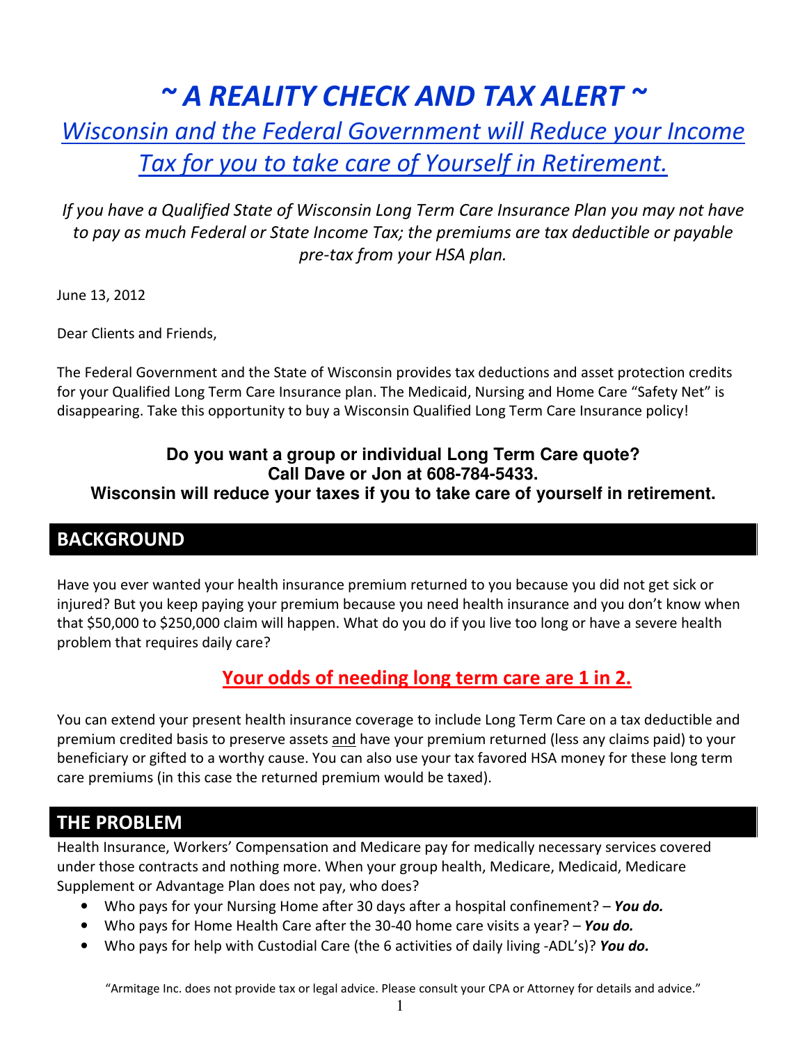# ~ A REALITY CHECK AND TAX ALERT ~

## Wisconsin and the Federal Government will Reduce your Income Tax for you to take care of Yourself in Retirement.

*If you have a Qualified State of Wisconsin Long Term Care Insurance Plan you may not have to pay as much Federal or State Income Tax; the premiums are tax deductible or payable pre-tax from your HSA plan.*

June 13, 2012

Dear Clients and Friends,

The Federal Government and the State of Wisconsin provides tax deductions and asset protection credits for your Qualified Long Term Care Insurance plan. The Medicaid, Nursing and Home Care "Safety Net" is disappearing. Take this opportunity to buy a Wisconsin Qualified Long Term Care Insurance policy!

**Do you want a group or individual Long Term Care quote?**
**Call Dave or Jon at 608-784-5433.**
**Wisconsin will reduce your taxes if you to take care of yourself in retirement.**

## BACKGROUND

Have you ever wanted your health insurance premium returned to you because you did not get sick or injured? But you keep paying your premium because you need health insurance and you don't know when that $50,000 to $250,000 claim will happen. What do you do if you live too long or have a severe health problem that requires daily care?

**Your odds of needing long term care are 1 in 2.**

You can extend your present health insurance coverage to include Long Term Care on a tax deductible and premium credited basis to preserve assets and have your premium returned (less any claims paid) to your beneficiary or gifted to a worthy cause. You can also use your tax favored HSA money for these long term care premiums (in this case the returned premium would be taxed).

## THE PROBLEM

Health Insurance, Workers' Compensation and Medicare pay for medically necessary services covered under those contracts and nothing more. When your group health, Medicare, Medicaid, Medicare Supplement or Advantage Plan does not pay, who does?

- Who pays for your Nursing Home after 30 days after a hospital confinement? – ***You do.***
- Who pays for Home Health Care after the 30-40 home care visits a year? – ***You do.***
- Who pays for help with Custodial Care (the 6 activities of daily living -ADL's)? ***You do.***

"Armitage Inc. does not provide tax or legal advice. Please consult your CPA or Attorney for details and advice."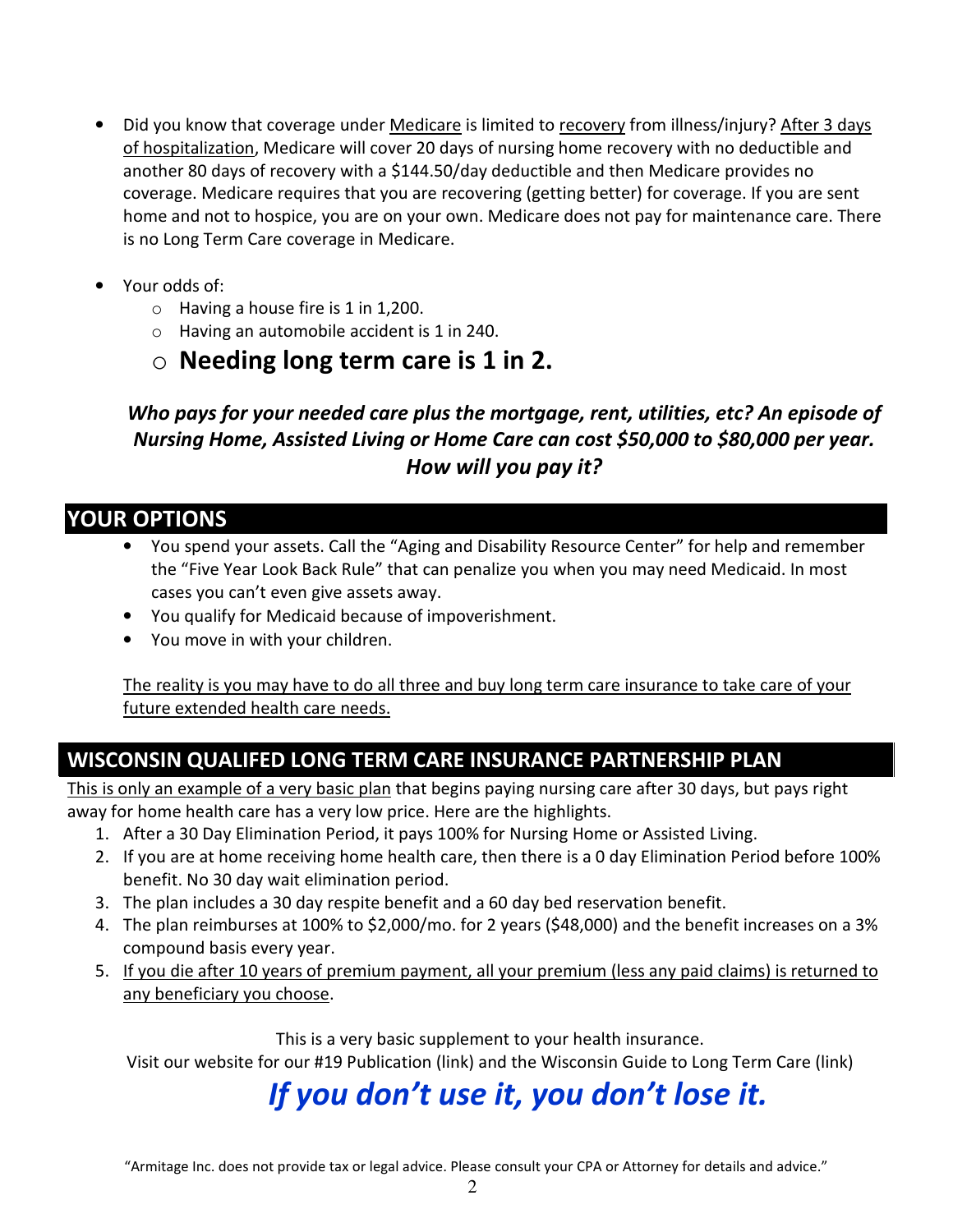- Did you know that coverage under Medicare is limited to recovery from illness/injury? After 3 days of hospitalization, Medicare will cover 20 days of nursing home recovery with no deductible and another 80 days of recovery with a $144.50/day deductible and then Medicare provides no coverage. Medicare requires that you are recovering (getting better) for coverage. If you are sent home and not to hospice, you are on your own. Medicare does not pay for maintenance care. There is no Long Term Care coverage in Medicare.

- Your odds of:
  - Having a house fire is 1 in 1,200.
  - Having an automobile accident is 1 in 240.
  - **Needing long term care is 1 in 2.**

***Who pays for your needed care plus the mortgage, rent, utilities, etc? An episode of Nursing Home, Assisted Living or Home Care can cost $50,000 to $80,000 per year. How will you pay it?***

## YOUR OPTIONS

- You spend your assets. Call the "Aging and Disability Resource Center" for help and remember the "Five Year Look Back Rule" that can penalize you when you may need Medicaid. In most cases you can't even give assets away.
- You qualify for Medicaid because of impoverishment.
- You move in with your children.

The reality is you may have to do all three and buy long term care insurance to take care of your future extended health care needs.

## WISCONSIN QUALIFED LONG TERM CARE INSURANCE PARTNERSHIP PLAN

This is only an example of a very basic plan that begins paying nursing care after 30 days, but pays right away for home health care has a very low price. Here are the highlights.

1. After a 30 Day Elimination Period, it pays 100% for Nursing Home or Assisted Living.
2. If you are at home receiving home health care, then there is a 0 day Elimination Period before 100% benefit. No 30 day wait elimination period.
3. The plan includes a 30 day respite benefit and a 60 day bed reservation benefit.
4. The plan reimburses at 100% to $2,000/mo. for 2 years ($48,000) and the benefit increases on a 3% compound basis every year.
5. If you die after 10 years of premium payment, all your premium (less any paid claims) is returned to any beneficiary you choose.

This is a very basic supplement to your health insurance.
Visit our website for our #19 Publication (link) and the Wisconsin Guide to Long Term Care (link)

***If you don't use it, you don't lose it.***

"Armitage Inc. does not provide tax or legal advice. Please consult your CPA or Attorney for details and advice."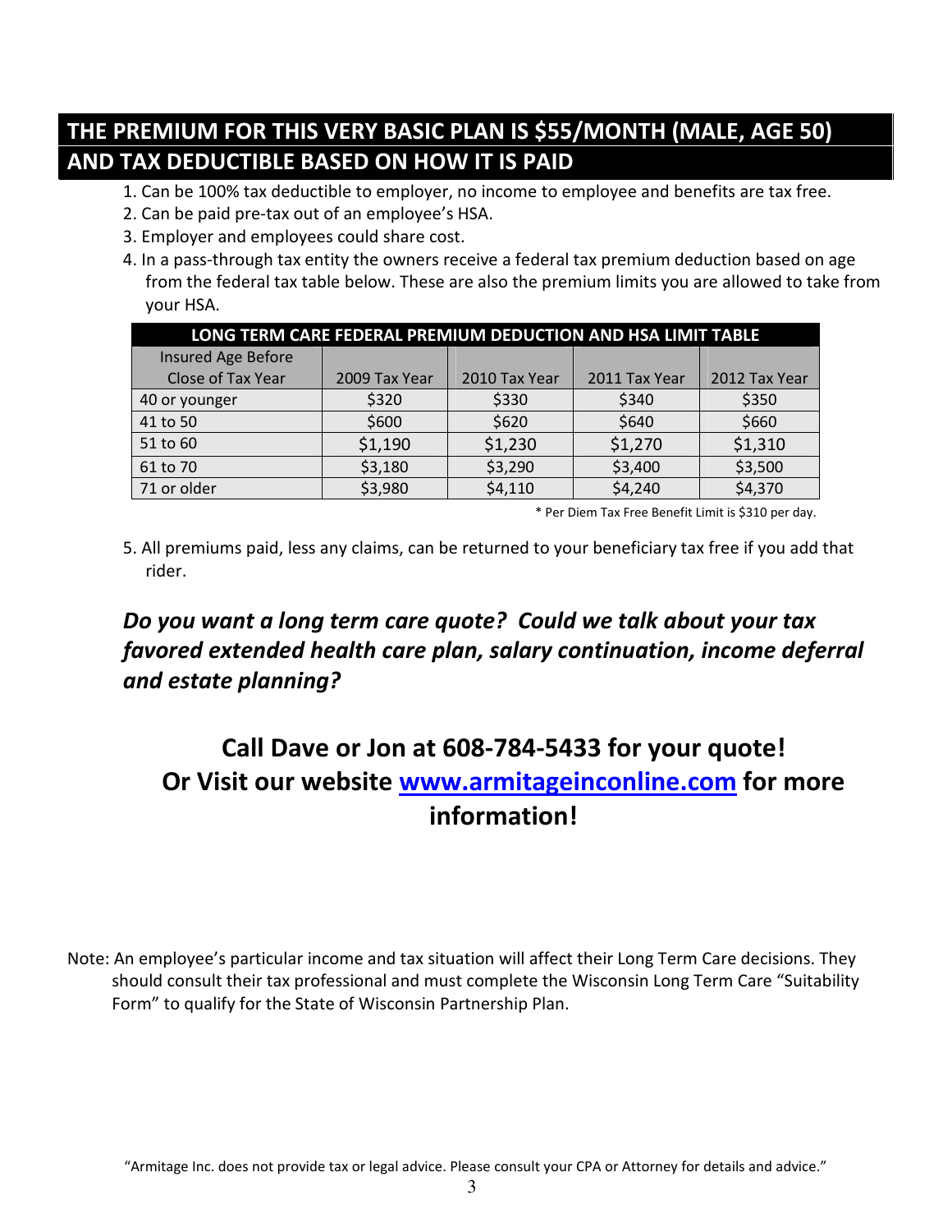## THE PREMIUM FOR THIS VERY BASIC PLAN IS $55/MONTH (MALE, AGE 50) AND TAX DEDUCTIBLE BASED ON HOW IT IS PAID

1. Can be 100% tax deductible to employer, no income to employee and benefits are tax free.
2. Can be paid pre-tax out of an employee's HSA.
3. Employer and employees could share cost.
4. In a pass-through tax entity the owners receive a federal tax premium deduction based on age from the federal tax table below. These are also the premium limits you are allowed to take from your HSA.

| LONG TERM CARE FEDERAL PREMIUM DEDUCTION AND HSA LIMIT TABLE | | | | |
|---|---|---|---|---|
| Insured Age Before Close of Tax Year | 2009 Tax Year | 2010 Tax Year | 2011 Tax Year | 2012 Tax Year |
| 40 or younger | $320 | $330 | $340 | $350 |
| 41 to 50 | $600 | $620 | $640 | $660 |
| 51 to 60 | $1,190 | $1,230 | $1,270 | $1,310 |
| 61 to 70 | $3,180 | $3,290 | $3,400 | $3,500 |
| 71 or older | $3,980 | $4,110 | $4,240 | $4,370 |

\* Per Diem Tax Free Benefit Limit is $310 per day.

5. All premiums paid, less any claims, can be returned to your beneficiary tax free if you add that rider.

### *Do you want a long term care quote? Could we talk about your tax favored extended health care plan, salary continuation, income deferral and estate planning?*

## Call Dave or Jon at 608-784-5433 for your quote! Or Visit our website [www.armitageinconline.com](http://www.armitageinconline.com) for more information!

Note: An employee's particular income and tax situation will affect their Long Term Care decisions. They should consult their tax professional and must complete the Wisconsin Long Term Care "Suitability Form" to qualify for the State of Wisconsin Partnership Plan.

"Armitage Inc. does not provide tax or legal advice. Please consult your CPA or Attorney for details and advice."